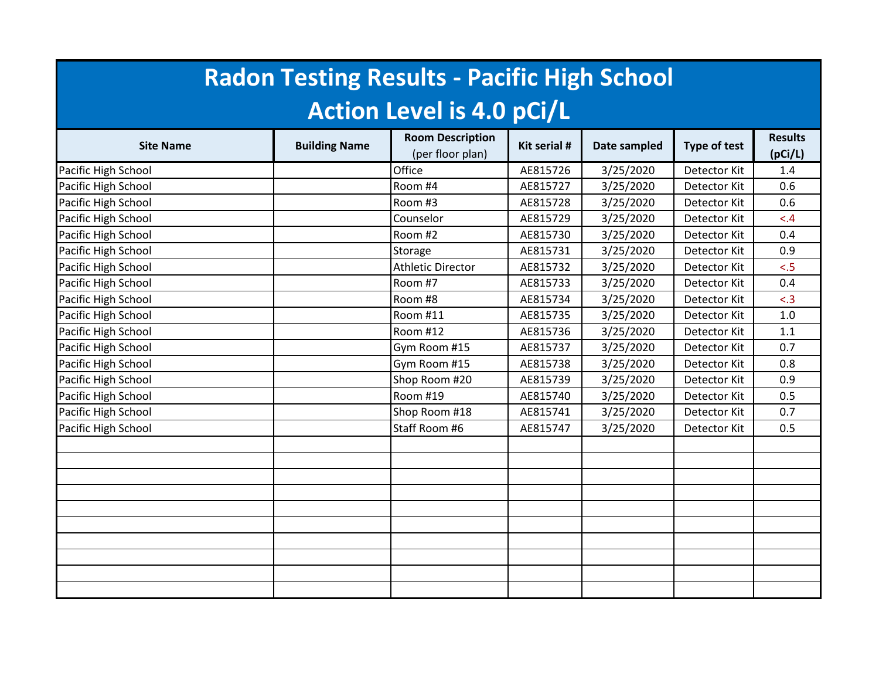# Radon Testing Results - Pacific High School

## Action Level is 4.0 pCi/L

| Site Name | Building Name | Room Description (per floor plan) | Kit serial # | Date sampled | Type of test | Results (pCi/L) |
|---|---|---|---|---|---|---|
| Pacific High School | | Office | AE815726 | 3/25/2020 | Detector Kit | 1.4 |
| Pacific High School | | Room #4 | AE815727 | 3/25/2020 | Detector Kit | 0.6 |
| Pacific High School | | Room #3 | AE815728 | 3/25/2020 | Detector Kit | 0.6 |
| Pacific High School | | Counselor | AE815729 | 3/25/2020 | Detector Kit | <.4 |
| Pacific High School | | Room #2 | AE815730 | 3/25/2020 | Detector Kit | 0.4 |
| Pacific High School | | Storage | AE815731 | 3/25/2020 | Detector Kit | 0.9 |
| Pacific High School | | Athletic Director | AE815732 | 3/25/2020 | Detector Kit | <.5 |
| Pacific High School | | Room #7 | AE815733 | 3/25/2020 | Detector Kit | 0.4 |
| Pacific High School | | Room #8 | AE815734 | 3/25/2020 | Detector Kit | <.3 |
| Pacific High School | | Room #11 | AE815735 | 3/25/2020 | Detector Kit | 1.0 |
| Pacific High School | | Room #12 | AE815736 | 3/25/2020 | Detector Kit | 1.1 |
| Pacific High School | | Gym Room #15 | AE815737 | 3/25/2020 | Detector Kit | 0.7 |
| Pacific High School | | Gym Room #15 | AE815738 | 3/25/2020 | Detector Kit | 0.8 |
| Pacific High School | | Shop Room #20 | AE815739 | 3/25/2020 | Detector Kit | 0.9 |
| Pacific High School | | Room #19 | AE815740 | 3/25/2020 | Detector Kit | 0.5 |
| Pacific High School | | Shop Room #18 | AE815741 | 3/25/2020 | Detector Kit | 0.7 |
| Pacific High School | | Staff Room #6 | AE815747 | 3/25/2020 | Detector Kit | 0.5 |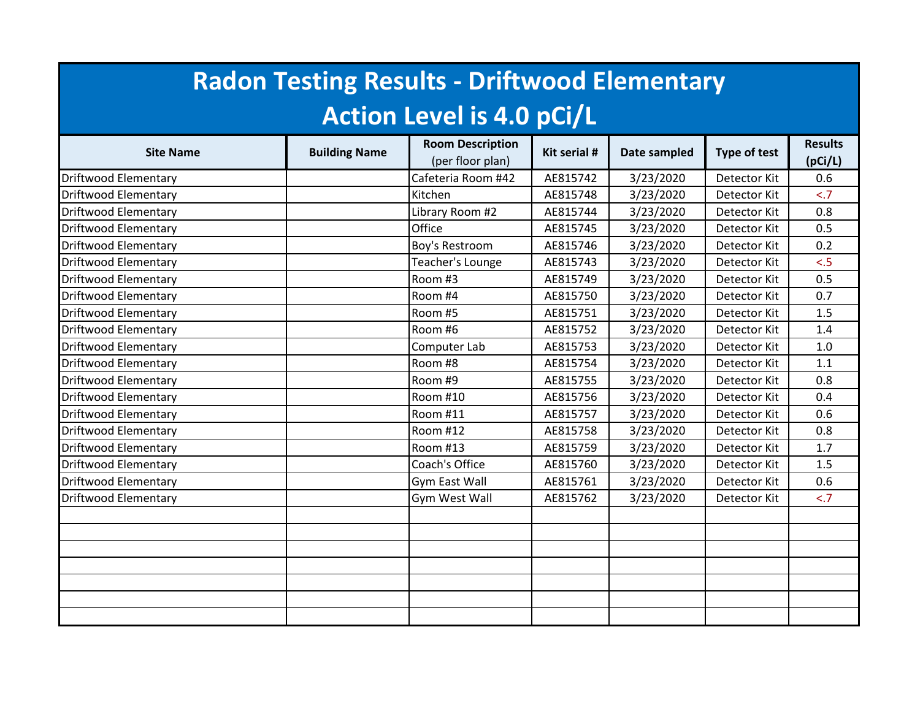# Radon Testing Results - Driftwood Elementary

## Action Level is 4.0 pCi/L

| Site Name | Building Name | Room Description (per floor plan) | Kit serial # | Date sampled | Type of test | Results (pCi/L) |
|---|---|---|---|---|---|---|
| Driftwood Elementary | | Cafeteria Room #42 | AE815742 | 3/23/2020 | Detector Kit | 0.6 |
| Driftwood Elementary | | Kitchen | AE815748 | 3/23/2020 | Detector Kit | <.7 |
| Driftwood Elementary | | Library Room #2 | AE815744 | 3/23/2020 | Detector Kit | 0.8 |
| Driftwood Elementary | | Office | AE815745 | 3/23/2020 | Detector Kit | 0.5 |
| Driftwood Elementary | | Boy's Restroom | AE815746 | 3/23/2020 | Detector Kit | 0.2 |
| Driftwood Elementary | | Teacher's Lounge | AE815743 | 3/23/2020 | Detector Kit | <.5 |
| Driftwood Elementary | | Room #3 | AE815749 | 3/23/2020 | Detector Kit | 0.5 |
| Driftwood Elementary | | Room #4 | AE815750 | 3/23/2020 | Detector Kit | 0.7 |
| Driftwood Elementary | | Room #5 | AE815751 | 3/23/2020 | Detector Kit | 1.5 |
| Driftwood Elementary | | Room #6 | AE815752 | 3/23/2020 | Detector Kit | 1.4 |
| Driftwood Elementary | | Computer Lab | AE815753 | 3/23/2020 | Detector Kit | 1.0 |
| Driftwood Elementary | | Room #8 | AE815754 | 3/23/2020 | Detector Kit | 1.1 |
| Driftwood Elementary | | Room #9 | AE815755 | 3/23/2020 | Detector Kit | 0.8 |
| Driftwood Elementary | | Room #10 | AE815756 | 3/23/2020 | Detector Kit | 0.4 |
| Driftwood Elementary | | Room #11 | AE815757 | 3/23/2020 | Detector Kit | 0.6 |
| Driftwood Elementary | | Room #12 | AE815758 | 3/23/2020 | Detector Kit | 0.8 |
| Driftwood Elementary | | Room #13 | AE815759 | 3/23/2020 | Detector Kit | 1.7 |
| Driftwood Elementary | | Coach's Office | AE815760 | 3/23/2020 | Detector Kit | 1.5 |
| Driftwood Elementary | | Gym East Wall | AE815761 | 3/23/2020 | Detector Kit | 0.6 |
| Driftwood Elementary | | Gym West Wall | AE815762 | 3/23/2020 | Detector Kit | <.7 |
| | | | | | | |
| | | | | | | |
| | | | | | | |
| | | | | | | |
| | | | | | | |
| | | | | | | |
| | | | | | | |